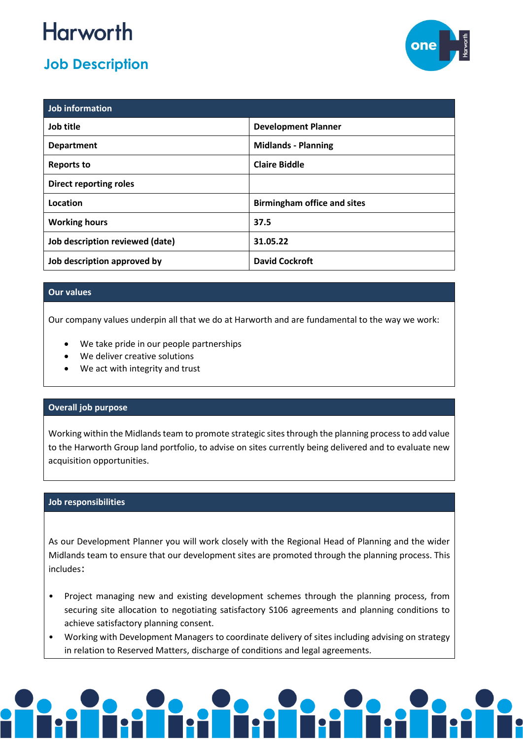# Harworth

## Job Description

| Job information | |
|---|---|
| **Job title** | **Development Planner** |
| **Department** | **Midlands - Planning** |
| **Reports to** | **Claire Biddle** |
| **Direct reporting roles** | |
| **Location** | **Birmingham office and sites** |
| **Working hours** | **37.5** |
| **Job description reviewed (date)** | **31.05.22** |
| **Job description approved by** | **David Cockroft** |

### Our values

Our company values underpin all that we do at Harworth and are fundamental to the way we work:

- We take pride in our people partnerships
- We deliver creative solutions
- We act with integrity and trust

### Overall job purpose

Working within the Midlands team to promote strategic sites through the planning process to add value to the Harworth Group land portfolio, to advise on sites currently being delivered and to evaluate new acquisition opportunities.

### Job responsibilities

As our Development Planner you will work closely with the Regional Head of Planning and the wider Midlands team to ensure that our development sites are promoted through the planning process. This includes:

- Project managing new and existing development schemes through the planning process, from securing site allocation to negotiating satisfactory S106 agreements and planning conditions to achieve satisfactory planning consent.
- Working with Development Managers to coordinate delivery of sites including advising on strategy in relation to Reserved Matters, discharge of conditions and legal agreements.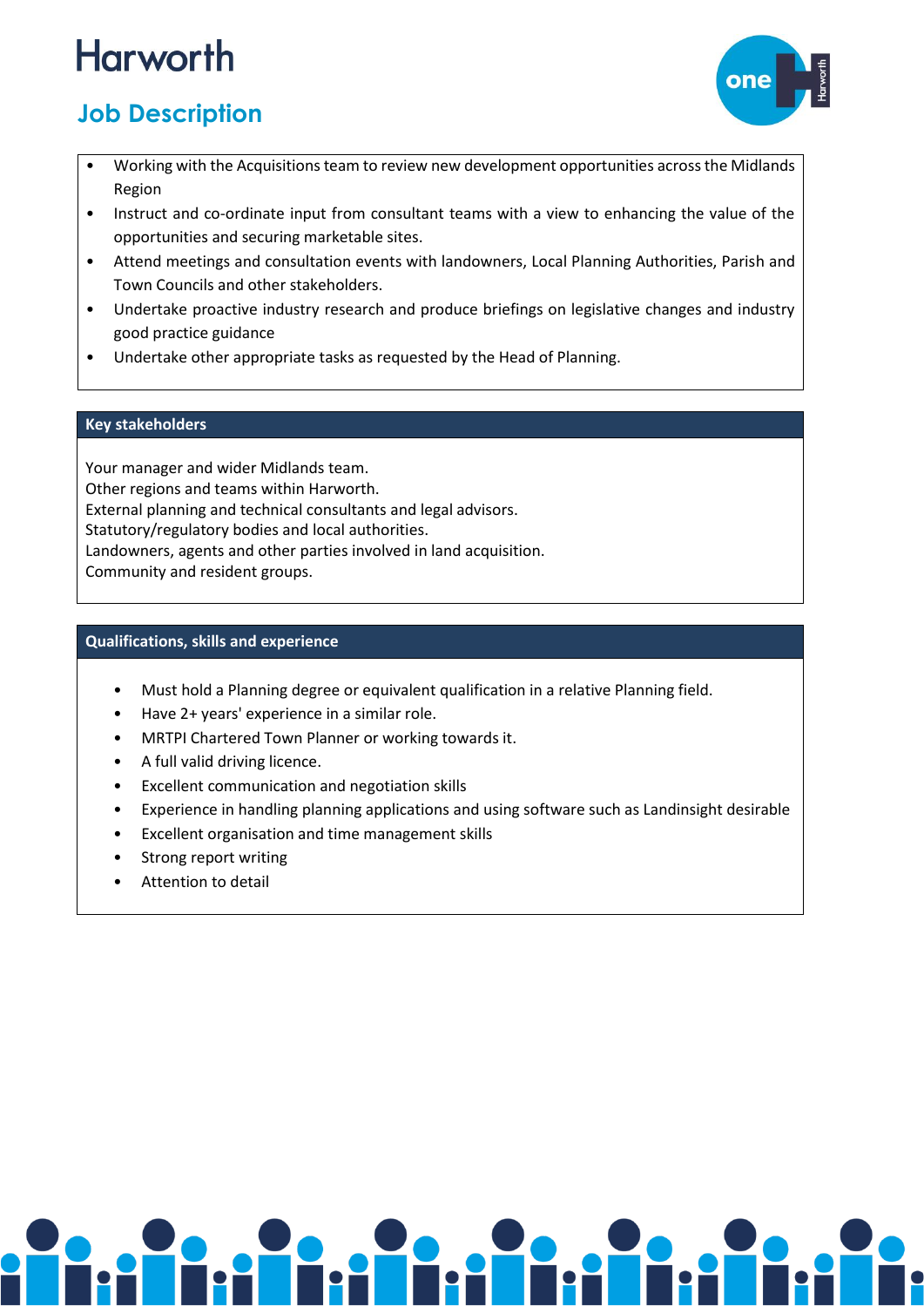- Working with the Acquisitions team to review new development opportunities across the Midlands Region
- Instruct and co-ordinate input from consultant teams with a view to enhancing the value of the opportunities and securing marketable sites.
- Attend meetings and consultation events with landowners, Local Planning Authorities, Parish and Town Councils and other stakeholders.
- Undertake proactive industry research and produce briefings on legislative changes and industry good practice guidance
- Undertake other appropriate tasks as requested by the Head of Planning.

## Key stakeholders

Your manager and wider Midlands team.
Other regions and teams within Harworth.
External planning and technical consultants and legal advisors.
Statutory/regulatory bodies and local authorities.
Landowners, agents and other parties involved in land acquisition.
Community and resident groups.

## Qualifications, skills and experience

- Must hold a Planning degree or equivalent qualification in a relative Planning field.
- Have 2+ years' experience in a similar role.
- MRTPI Chartered Town Planner or working towards it.
- A full valid driving licence.
- Excellent communication and negotiation skills
- Experience in handling planning applications and using software such as Landinsight desirable
- Excellent organisation and time management skills
- Strong report writing
- Attention to detail